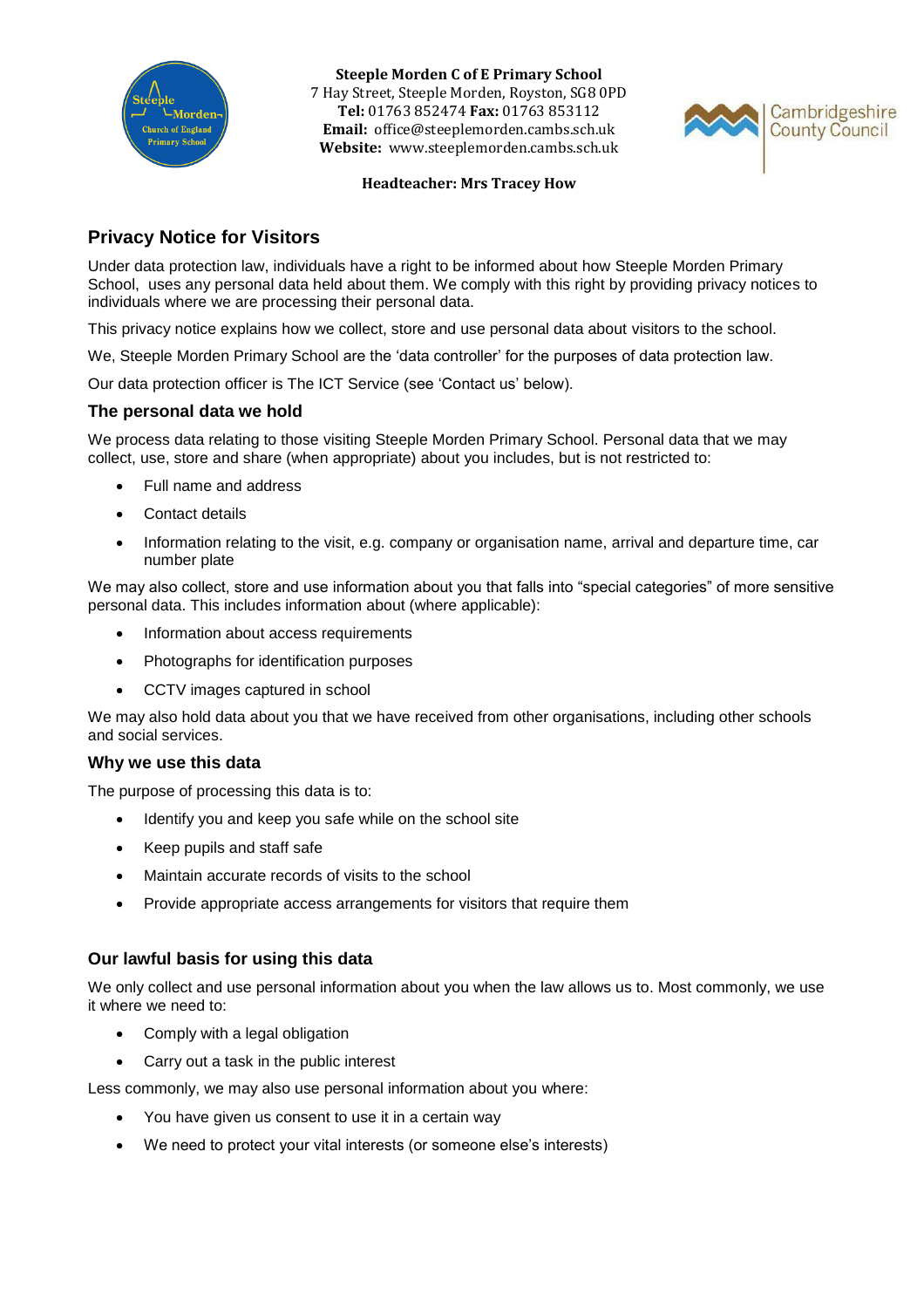**Steeple Morden C of E Primary School**
7 Hay Street, Steeple Morden, Royston, SG8 0PD
**Tel:** 01763 852474 **Fax:** 01763 853112
**Email:** office@steeplemorden.cambs.sch.uk
**Website:** www.steeplemorden.cambs.sch.uk

**Headteacher: Mrs Tracey How**

## Privacy Notice for Visitors

Under data protection law, individuals have a right to be informed about how Steeple Morden Primary School, uses any personal data held about them. We comply with this right by providing privacy notices to individuals where we are processing their personal data.

This privacy notice explains how we collect, store and use personal data about visitors to the school.

We, Steeple Morden Primary School are the 'data controller' for the purposes of data protection law.

Our data protection officer is The ICT Service (see 'Contact us' below).

### The personal data we hold

We process data relating to those visiting Steeple Morden Primary School. Personal data that we may collect, use, store and share (when appropriate) about you includes, but is not restricted to:

- Full name and address
- Contact details
- Information relating to the visit, e.g. company or organisation name, arrival and departure time, car number plate

We may also collect, store and use information about you that falls into "special categories" of more sensitive personal data. This includes information about (where applicable):

- Information about access requirements
- Photographs for identification purposes
- CCTV images captured in school

We may also hold data about you that we have received from other organisations, including other schools and social services.

### Why we use this data

The purpose of processing this data is to:

- Identify you and keep you safe while on the school site
- Keep pupils and staff safe
- Maintain accurate records of visits to the school
- Provide appropriate access arrangements for visitors that require them

### Our lawful basis for using this data

We only collect and use personal information about you when the law allows us to. Most commonly, we use it where we need to:

- Comply with a legal obligation
- Carry out a task in the public interest

Less commonly, we may also use personal information about you where:

- You have given us consent to use it in a certain way
- We need to protect your vital interests (or someone else's interests)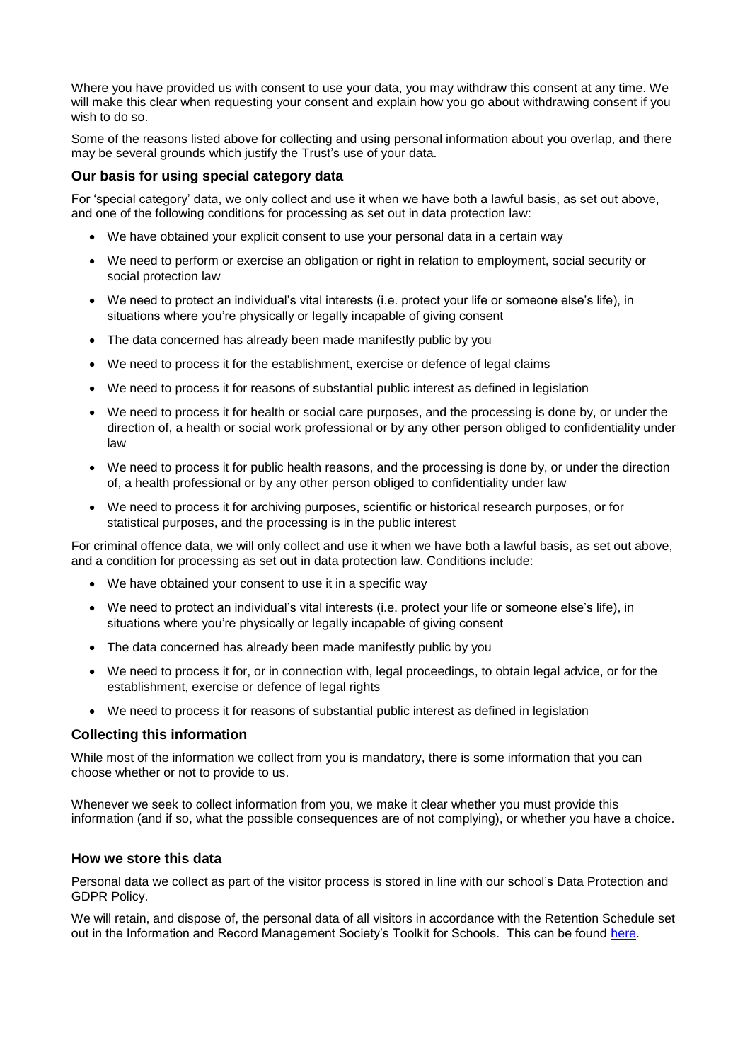Where you have provided us with consent to use your data, you may withdraw this consent at any time. We will make this clear when requesting your consent and explain how you go about withdrawing consent if you wish to do so.

Some of the reasons listed above for collecting and using personal information about you overlap, and there may be several grounds which justify the Trust's use of your data.

### Our basis for using special category data

For 'special category' data, we only collect and use it when we have both a lawful basis, as set out above, and one of the following conditions for processing as set out in data protection law:

- We have obtained your explicit consent to use your personal data in a certain way
- We need to perform or exercise an obligation or right in relation to employment, social security or social protection law
- We need to protect an individual's vital interests (i.e. protect your life or someone else's life), in situations where you're physically or legally incapable of giving consent
- The data concerned has already been made manifestly public by you
- We need to process it for the establishment, exercise or defence of legal claims
- We need to process it for reasons of substantial public interest as defined in legislation
- We need to process it for health or social care purposes, and the processing is done by, or under the direction of, a health or social work professional or by any other person obliged to confidentiality under law
- We need to process it for public health reasons, and the processing is done by, or under the direction of, a health professional or by any other person obliged to confidentiality under law
- We need to process it for archiving purposes, scientific or historical research purposes, or for statistical purposes, and the processing is in the public interest

For criminal offence data, we will only collect and use it when we have both a lawful basis, as set out above, and a condition for processing as set out in data protection law. Conditions include:

- We have obtained your consent to use it in a specific way
- We need to protect an individual's vital interests (i.e. protect your life or someone else's life), in situations where you're physically or legally incapable of giving consent
- The data concerned has already been made manifestly public by you
- We need to process it for, or in connection with, legal proceedings, to obtain legal advice, or for the establishment, exercise or defence of legal rights
- We need to process it for reasons of substantial public interest as defined in legislation

### Collecting this information

While most of the information we collect from you is mandatory, there is some information that you can choose whether or not to provide to us.

Whenever we seek to collect information from you, we make it clear whether you must provide this information (and if so, what the possible consequences are of not complying), or whether you have a choice.

### How we store this data

Personal data we collect as part of the visitor process is stored in line with our school's Data Protection and GDPR Policy.

We will retain, and dispose of, the personal data of all visitors in accordance with the Retention Schedule set out in the Information and Record Management Society's Toolkit for Schools. This can be found here.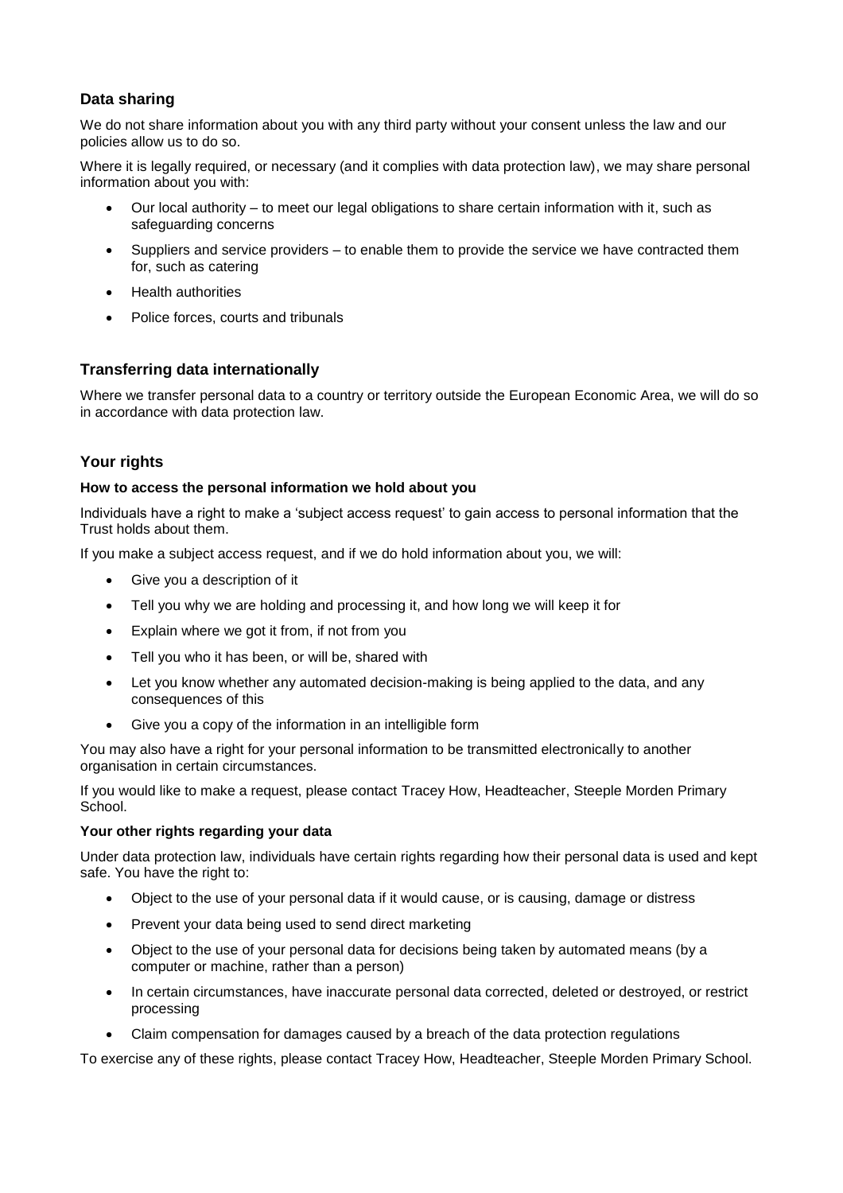## Data sharing

We do not share information about you with any third party without your consent unless the law and our policies allow us to do so.

Where it is legally required, or necessary (and it complies with data protection law), we may share personal information about you with:

- Our local authority – to meet our legal obligations to share certain information with it, such as safeguarding concerns
- Suppliers and service providers – to enable them to provide the service we have contracted them for, such as catering
- Health authorities
- Police forces, courts and tribunals

## Transferring data internationally

Where we transfer personal data to a country or territory outside the European Economic Area, we will do so in accordance with data protection law.

## Your rights

**How to access the personal information we hold about you**

Individuals have a right to make a 'subject access request' to gain access to personal information that the Trust holds about them.

If you make a subject access request, and if we do hold information about you, we will:

- Give you a description of it
- Tell you why we are holding and processing it, and how long we will keep it for
- Explain where we got it from, if not from you
- Tell you who it has been, or will be, shared with
- Let you know whether any automated decision-making is being applied to the data, and any consequences of this
- Give you a copy of the information in an intelligible form

You may also have a right for your personal information to be transmitted electronically to another organisation in certain circumstances.

If you would like to make a request, please contact Tracey How, Headteacher, Steeple Morden Primary School.

**Your other rights regarding your data**

Under data protection law, individuals have certain rights regarding how their personal data is used and kept safe. You have the right to:

- Object to the use of your personal data if it would cause, or is causing, damage or distress
- Prevent your data being used to send direct marketing
- Object to the use of your personal data for decisions being taken by automated means (by a computer or machine, rather than a person)
- In certain circumstances, have inaccurate personal data corrected, deleted or destroyed, or restrict processing
- Claim compensation for damages caused by a breach of the data protection regulations

To exercise any of these rights, please contact Tracey How, Headteacher, Steeple Morden Primary School.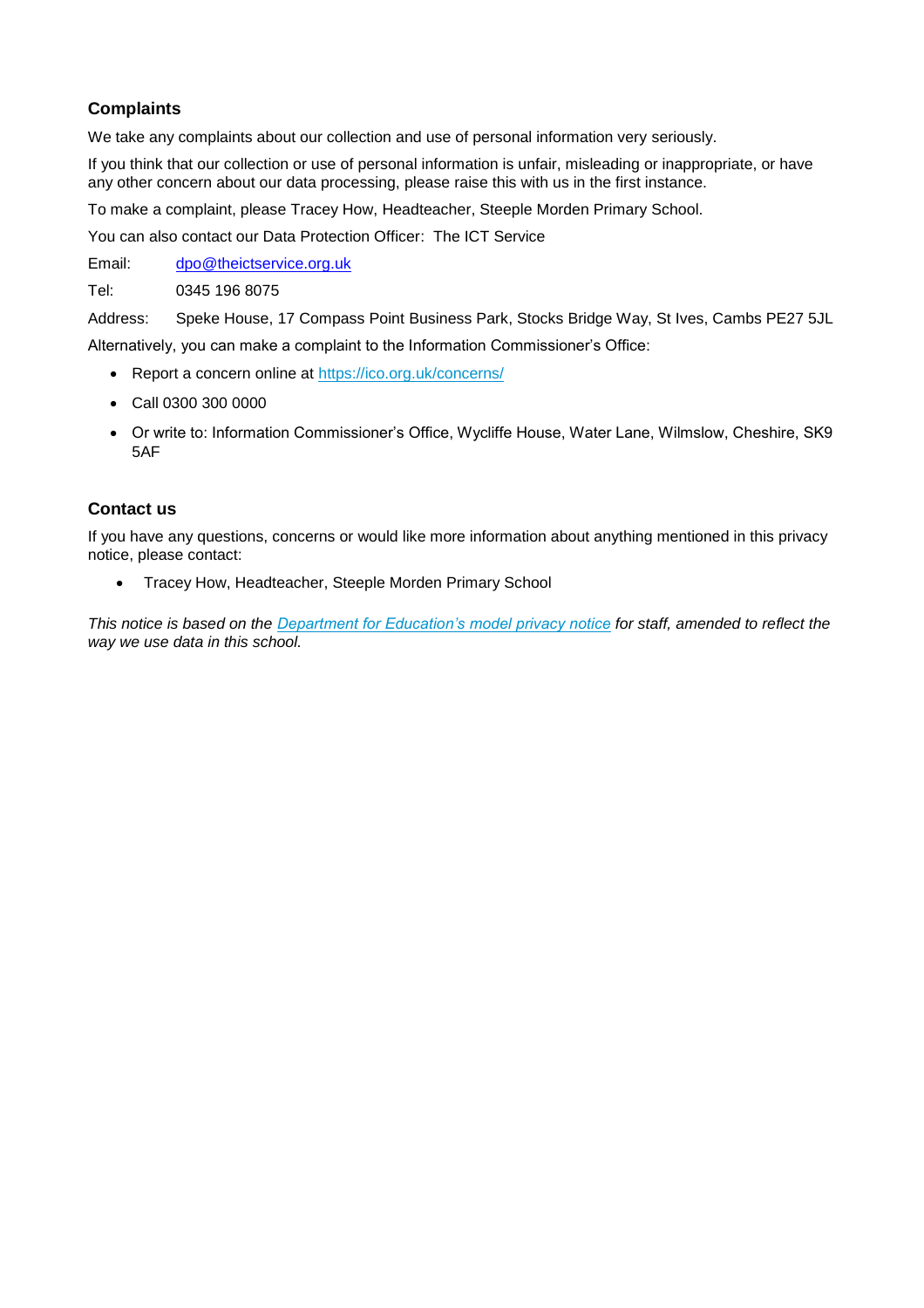## Complaints

We take any complaints about our collection and use of personal information very seriously.

If you think that our collection or use of personal information is unfair, misleading or inappropriate, or have any other concern about our data processing, please raise this with us in the first instance.

To make a complaint, please Tracey How, Headteacher, Steeple Morden Primary School.

You can also contact our Data Protection Officer: The ICT Service

Email: [dpo@theictservice.org.uk](mailto:dpo@theictservice.org.uk)

Tel: 0345 196 8075

Address: Speke House, 17 Compass Point Business Park, Stocks Bridge Way, St Ives, Cambs PE27 5JL

Alternatively, you can make a complaint to the Information Commissioner's Office:

- Report a concern online at [https://ico.org.uk/concerns/](https://ico.org.uk/concerns/)
- Call 0300 300 0000
- Or write to: Information Commissioner's Office, Wycliffe House, Water Lane, Wilmslow, Cheshire, SK9 5AF

## Contact us

If you have any questions, concerns or would like more information about anything mentioned in this privacy notice, please contact:

- Tracey How, Headteacher, Steeple Morden Primary School

*This notice is based on the Department for Education's model privacy notice for staff, amended to reflect the way we use data in this school.*